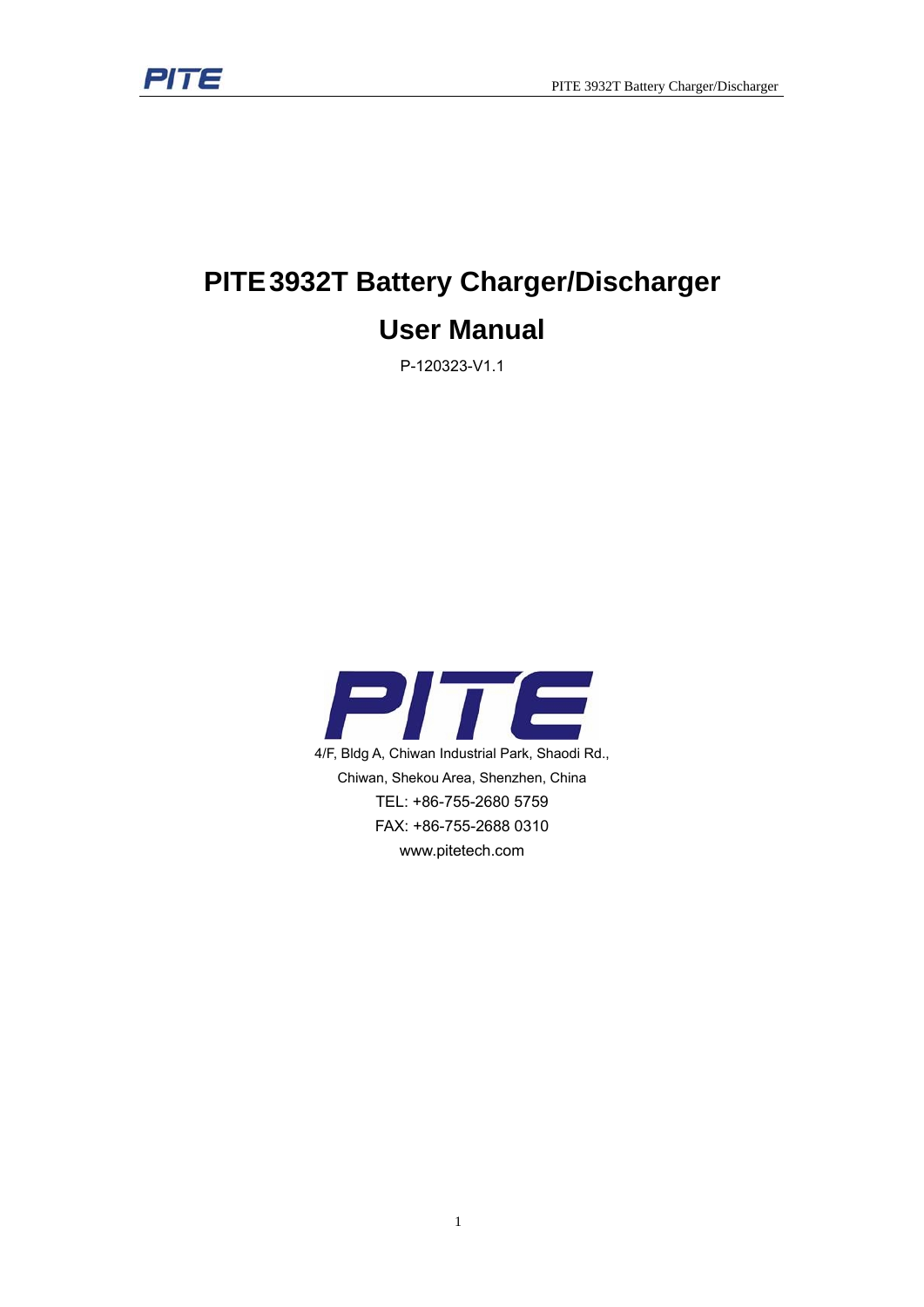# PITE 3932T Battery Charger/Discharger

# User Manual

P-120323-V1.1

PITE

4/F, Bldg A, Chiwan Industrial Park, Shaodi Rd.,

Chiwan, Shekou Area, Shenzhen, China

TEL: +86-755-2680 5759

FAX: +86-755-2688 0310

www.pitetech.com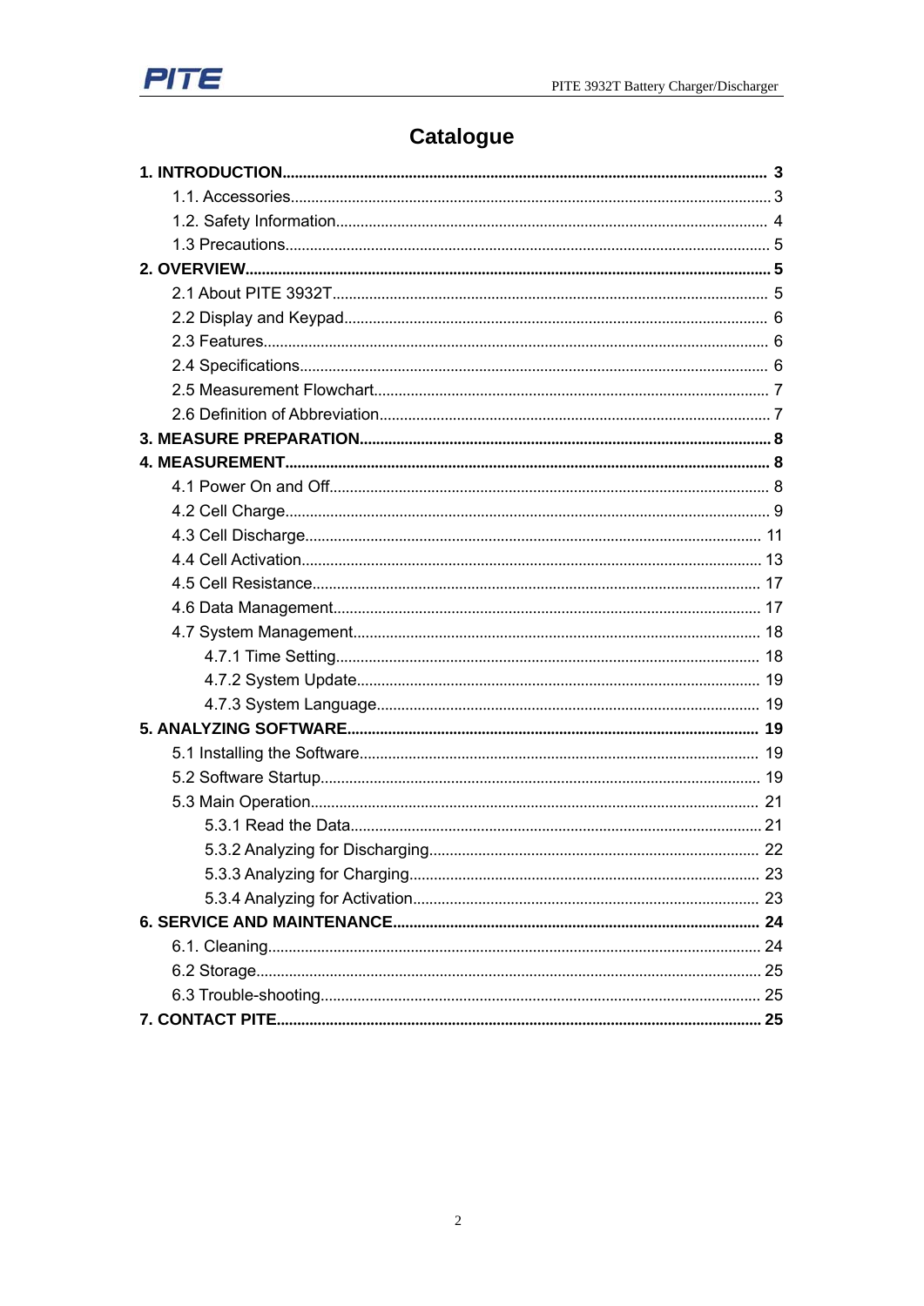# Catalogue

**1. INTRODUCTION .......... 3**

- 1.1. Accessories .......... 3
- 1.2. Safety Information .......... 4
- 1.3 Precautions .......... 5

**2. OVERVIEW .......... 5**

- 2.1 About PITE 3932T .......... 5
- 2.2 Display and Keypad .......... 6
- 2.3 Features .......... 6
- 2.4 Specifications .......... 6
- 2.5 Measurement Flowchart .......... 7
- 2.6 Definition of Abbreviation .......... 7

**3. MEASURE PREPARATION .......... 8**

**4. MEASUREMENT .......... 8**

- 4.1 Power On and Off .......... 8
- 4.2 Cell Charge .......... 9
- 4.3 Cell Discharge .......... 11
- 4.4 Cell Activation .......... 13
- 4.5 Cell Resistance .......... 17
- 4.6 Data Management .......... 17
- 4.7 System Management .......... 18
  - 4.7.1 Time Setting .......... 18
  - 4.7.2 System Update .......... 19
  - 4.7.3 System Language .......... 19

**5. ANALYZING SOFTWARE .......... 19**

- 5.1 Installing the Software .......... 19
- 5.2 Software Startup .......... 19
- 5.3 Main Operation .......... 21
  - 5.3.1 Read the Data .......... 21
  - 5.3.2 Analyzing for Discharging .......... 22
  - 5.3.3 Analyzing for Charging .......... 23
  - 5.3.4 Analyzing for Activation .......... 23

**6. SERVICE AND MAINTENANCE .......... 24**

- 6.1. Cleaning .......... 24
- 6.2 Storage .......... 25
- 6.3 Trouble-shooting .......... 25

**7. CONTACT PITE .......... 25**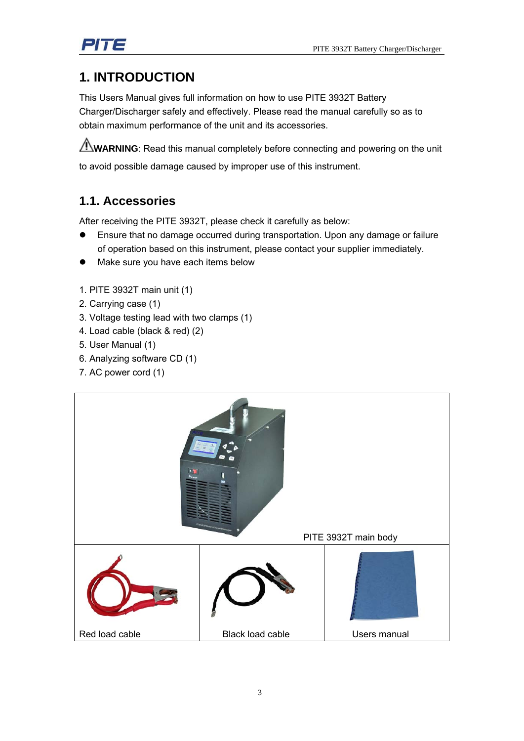# 1. INTRODUCTION

This Users Manual gives full information on how to use PITE 3932T Battery Charger/Discharger safely and effectively. Please read the manual carefully so as to obtain maximum performance of the unit and its accessories.

⚠**WARNING**: Read this manual completely before connecting and powering on the unit to avoid possible damage caused by improper use of this instrument.

## 1.1. Accessories

After receiving the PITE 3932T, please check it carefully as below:

- Ensure that no damage occurred during transportation. Upon any damage or failure of operation based on this instrument, please contact your supplier immediately.
- Make sure you have each items below

1. PITE 3932T main unit (1)
2. Carrying case (1)
3. Voltage testing lead with two clamps (1)
4. Load cable (black & red) (2)
5. User Manual (1)
6. Analyzing software CD (1)
7. AC power cord (1)

| PITE 3932T main body | | |
|---|---|---|
| Red load cable | Black load cable | Users manual |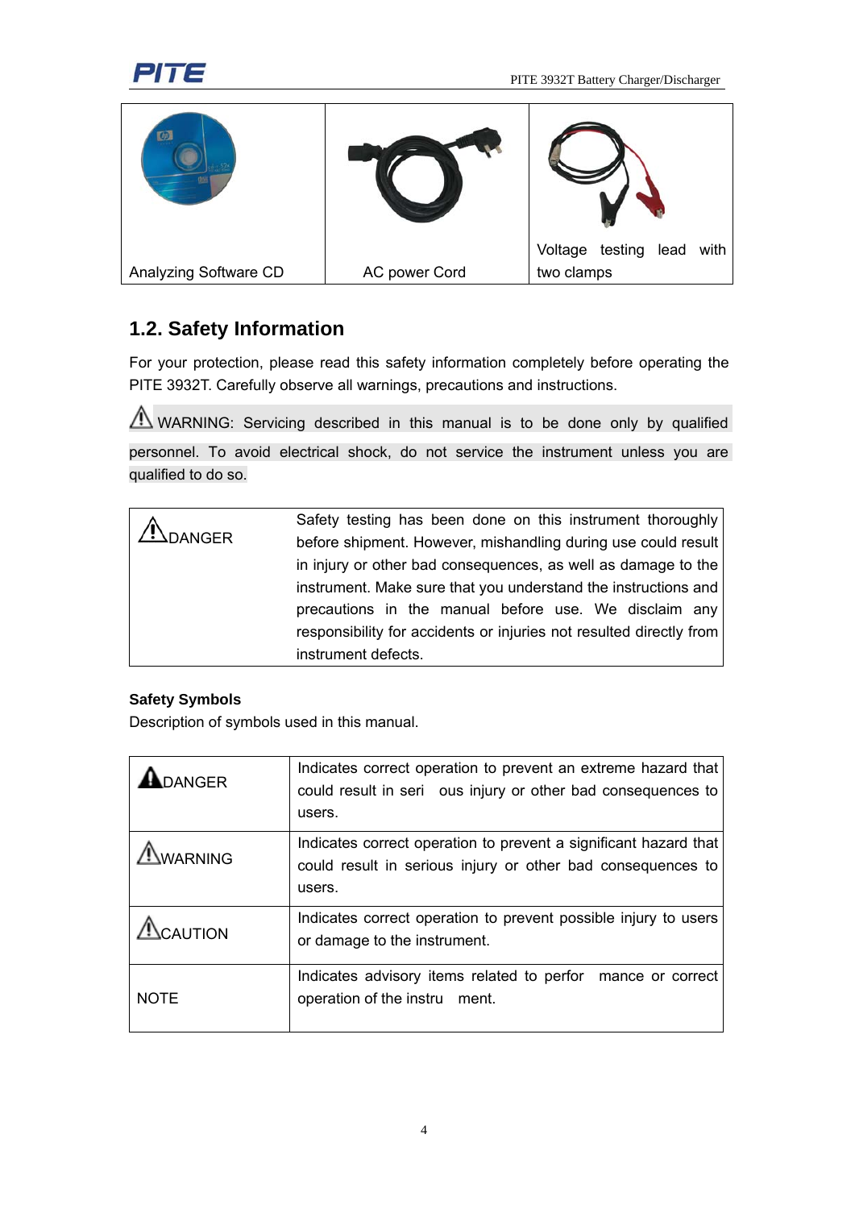| Analyzing Software CD | AC power Cord | Voltage testing lead with two clamps |
|---|---|---|

## 1.2. Safety Information

For your protection, please read this safety information completely before operating the PITE 3932T. Carefully observe all warnings, precautions and instructions.

⚠ WARNING: Servicing described in this manual is to be done only by qualified personnel. To avoid electrical shock, do not service the instrument unless you are qualified to do so.

| ⚠DANGER | Safety testing has been done on this instrument thoroughly before shipment. However, mishandling during use could result in injury or other bad consequences, as well as damage to the instrument. Make sure that you understand the instructions and precautions in the manual before use. We disclaim any responsibility for accidents or injuries not resulted directly from instrument defects. |
|---|---|

**Safety Symbols**

Description of symbols used in this manual.

| ⚠DANGER | Indicates correct operation to prevent an extreme hazard that could result in serious injury or other bad consequences to users. |
|---|---|
| ⚠WARNING | Indicates correct operation to prevent a significant hazard that could result in serious injury or other bad consequences to users. |
| ⚠CAUTION | Indicates correct operation to prevent possible injury to users or damage to the instrument. |
| NOTE | Indicates advisory items related to performance or correct operation of the instrument. |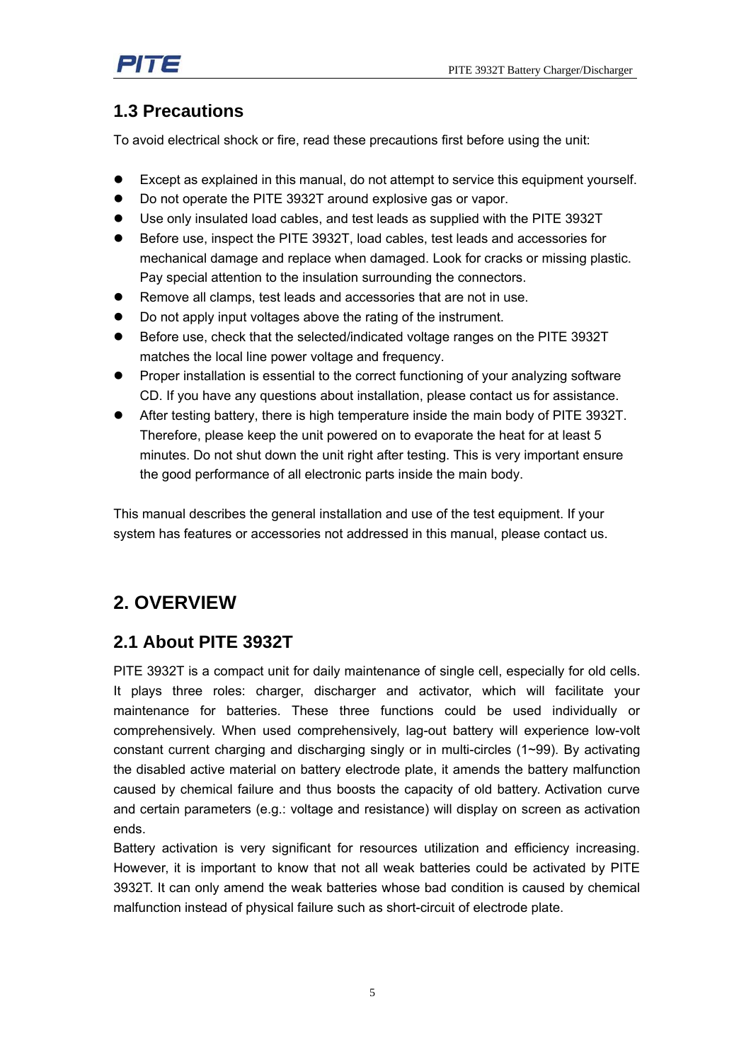## 1.3 Precautions

To avoid electrical shock or fire, read these precautions first before using the unit:

- Except as explained in this manual, do not attempt to service this equipment yourself.
- Do not operate the PITE 3932T around explosive gas or vapor.
- Use only insulated load cables, and test leads as supplied with the PITE 3932T
- Before use, inspect the PITE 3932T, load cables, test leads and accessories for mechanical damage and replace when damaged. Look for cracks or missing plastic. Pay special attention to the insulation surrounding the connectors.
- Remove all clamps, test leads and accessories that are not in use.
- Do not apply input voltages above the rating of the instrument.
- Before use, check that the selected/indicated voltage ranges on the PITE 3932T matches the local line power voltage and frequency.
- Proper installation is essential to the correct functioning of your analyzing software CD. If you have any questions about installation, please contact us for assistance.
- After testing battery, there is high temperature inside the main body of PITE 3932T. Therefore, please keep the unit powered on to evaporate the heat for at least 5 minutes. Do not shut down the unit right after testing. This is very important ensure the good performance of all electronic parts inside the main body.

This manual describes the general installation and use of the test equipment. If your system has features or accessories not addressed in this manual, please contact us.

# 2. OVERVIEW

## 2.1 About PITE 3932T

PITE 3932T is a compact unit for daily maintenance of single cell, especially for old cells. It plays three roles: charger, discharger and activator, which will facilitate your maintenance for batteries. These three functions could be used individually or comprehensively. When used comprehensively, lag-out battery will experience low-volt constant current charging and discharging singly or in multi-circles (1~99). By activating the disabled active material on battery electrode plate, it amends the battery malfunction caused by chemical failure and thus boosts the capacity of old battery. Activation curve and certain parameters (e.g.: voltage and resistance) will display on screen as activation ends.

Battery activation is very significant for resources utilization and efficiency increasing. However, it is important to know that not all weak batteries could be activated by PITE 3932T. It can only amend the weak batteries whose bad condition is caused by chemical malfunction instead of physical failure such as short-circuit of electrode plate.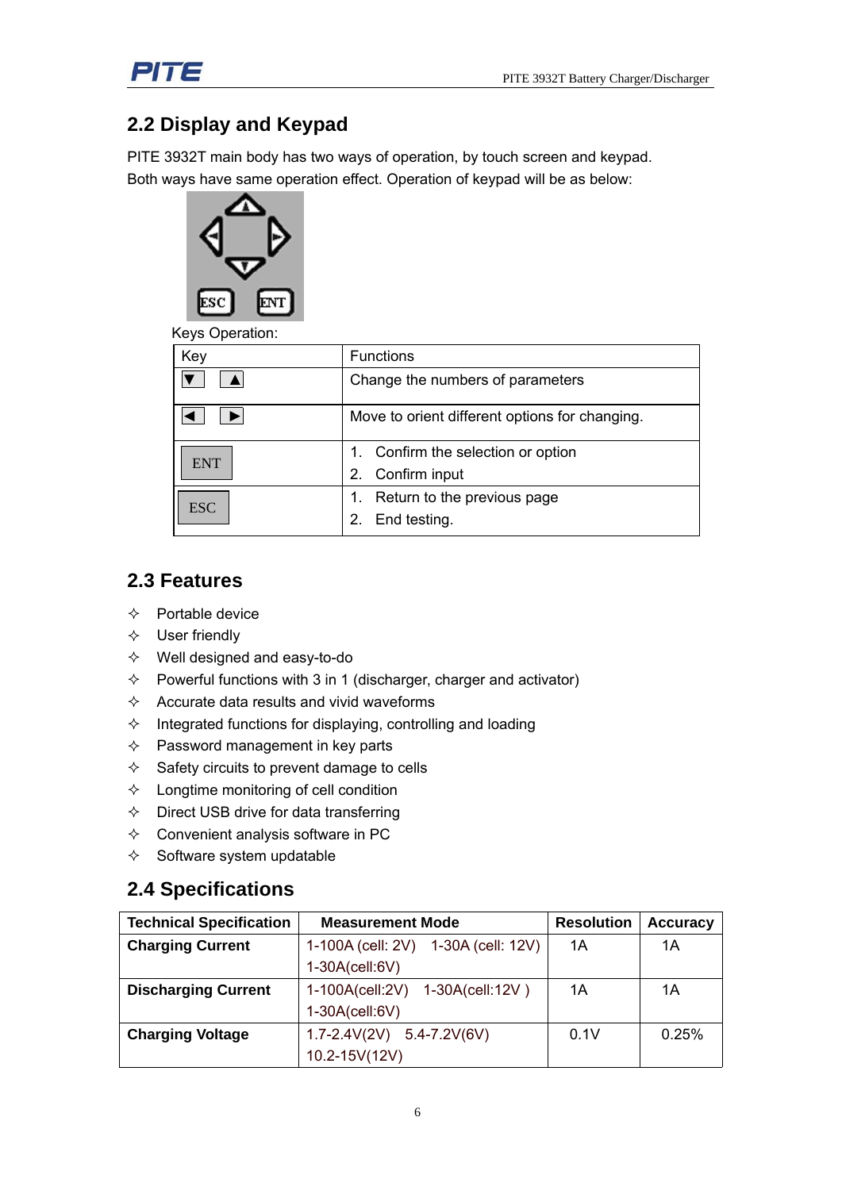## 2.2 Display and Keypad

PITE 3932T main body has two ways of operation, by touch screen and keypad. Both ways have same operation effect. Operation of keypad will be as below:

Keys Operation:

| Key | Functions |
|---|---|
| ▼ ▲ | Change the numbers of parameters |
| ◀ ▶ | Move to orient different options for changing. |
| ENT | 1. Confirm the selection or option<br>2. Confirm input |
| ESC | 1. Return to the previous page<br>2. End testing. |

## 2.3 Features

- ✧ Portable device
- ✧ User friendly
- ✧ Well designed and easy-to-do
- ✧ Powerful functions with 3 in 1 (discharger, charger and activator)
- ✧ Accurate data results and vivid waveforms
- ✧ Integrated functions for displaying, controlling and loading
- ✧ Password management in key parts
- ✧ Safety circuits to prevent damage to cells
- ✧ Longtime monitoring of cell condition
- ✧ Direct USB drive for data transferring
- ✧ Convenient analysis software in PC
- ✧ Software system updatable

## 2.4 Specifications

| Technical Specification | Measurement Mode | Resolution | Accuracy |
|---|---|---|---|
| **Charging Current** | 1-100A (cell: 2V) 1-30A (cell: 12V) 1-30A(cell:6V) | 1A | 1A |
| **Discharging Current** | 1-100A(cell:2V) 1-30A(cell:12V ) 1-30A(cell:6V) | 1A | 1A |
| **Charging Voltage** | 1.7-2.4V(2V) 5.4-7.2V(6V) 10.2-15V(12V) | 0.1V | 0.25% |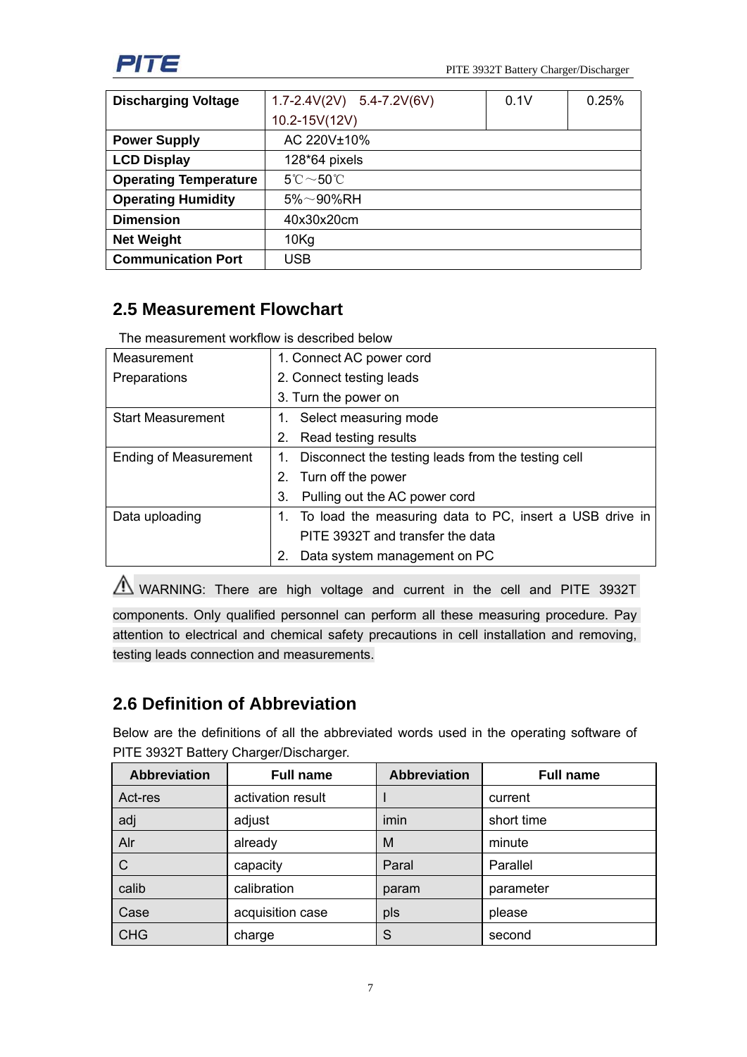| Discharging Voltage | 1.7-2.4V(2V) 5.4-7.2V(6V) 10.2-15V(12V) | 0.1V | 0.25% |
|---|---|---|---|
| Power Supply | AC 220V±10% | | |
| LCD Display | 128*64 pixels | | |
| Operating Temperature | 5℃～50℃ | | |
| Operating Humidity | 5%～90%RH | | |
| Dimension | 40x30x20cm | | |
| Net Weight | 10Kg | | |
| Communication Port | USB | | |

## 2.5 Measurement Flowchart

The measurement workflow is described below

| Measurement Preparations | 1. Connect AC power cord<br>2. Connect testing leads<br>3. Turn the power on |
|---|---|
| Start Measurement | 1. Select measuring mode<br>2. Read testing results |
| Ending of Measurement | 1. Disconnect the testing leads from the testing cell<br>2. Turn off the power<br>3. Pulling out the AC power cord |
| Data uploading | 1. To load the measuring data to PC, insert a USB drive in PITE 3932T and transfer the data<br>2. Data system management on PC |

⚠ WARNING: There are high voltage and current in the cell and PITE 3932T components. Only qualified personnel can perform all these measuring procedure. Pay attention to electrical and chemical safety precautions in cell installation and removing, testing leads connection and measurements.

## 2.6 Definition of Abbreviation

Below are the definitions of all the abbreviated words used in the operating software of PITE 3932T Battery Charger/Discharger.

| Abbreviation | Full name | Abbreviation | Full name |
|---|---|---|---|
| Act-res | activation result | I | current |
| adj | adjust | imin | short time |
| Alr | already | M | minute |
| C | capacity | Paral | Parallel |
| calib | calibration | param | parameter |
| Case | acquisition case | pls | please |
| CHG | charge | S | second |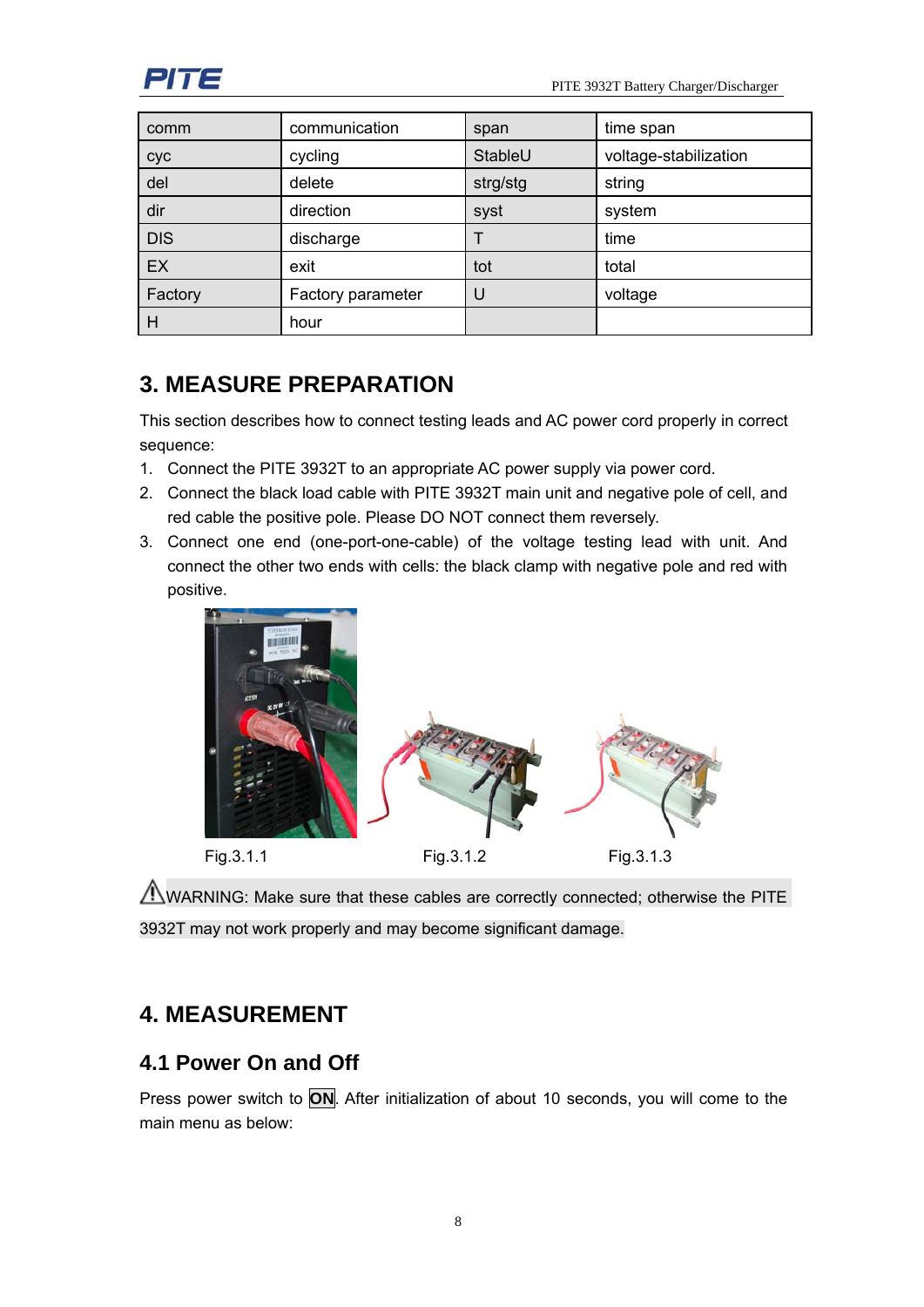| comm | communication | span | time span |
|---|---|---|---|
| cyc | cycling | StableU | voltage-stabilization |
| del | delete | strg/stg | string |
| dir | direction | syst | system |
| DIS | discharge | T | time |
| EX | exit | tot | total |
| Factory | Factory parameter | U | voltage |
| H | hour | | |

# 3. MEASURE PREPARATION

This section describes how to connect testing leads and AC power cord properly in correct sequence:

1. Connect the PITE 3932T to an appropriate AC power supply via power cord.
2. Connect the black load cable with PITE 3932T main unit and negative pole of cell, and red cable the positive pole. Please DO NOT connect them reversely.
3. Connect one end (one-port-one-cable) of the voltage testing lead with unit. And connect the other two ends with cells: the black clamp with negative pole and red with positive.

Fig.3.1.1 Fig.3.1.2 Fig.3.1.3

⚠WARNING: Make sure that these cables are correctly connected; otherwise the PITE 3932T may not work properly and may become significant damage.

# 4. MEASUREMENT

## 4.1 Power On and Off

Press power switch to **ON**. After initialization of about 10 seconds, you will come to the main menu as below: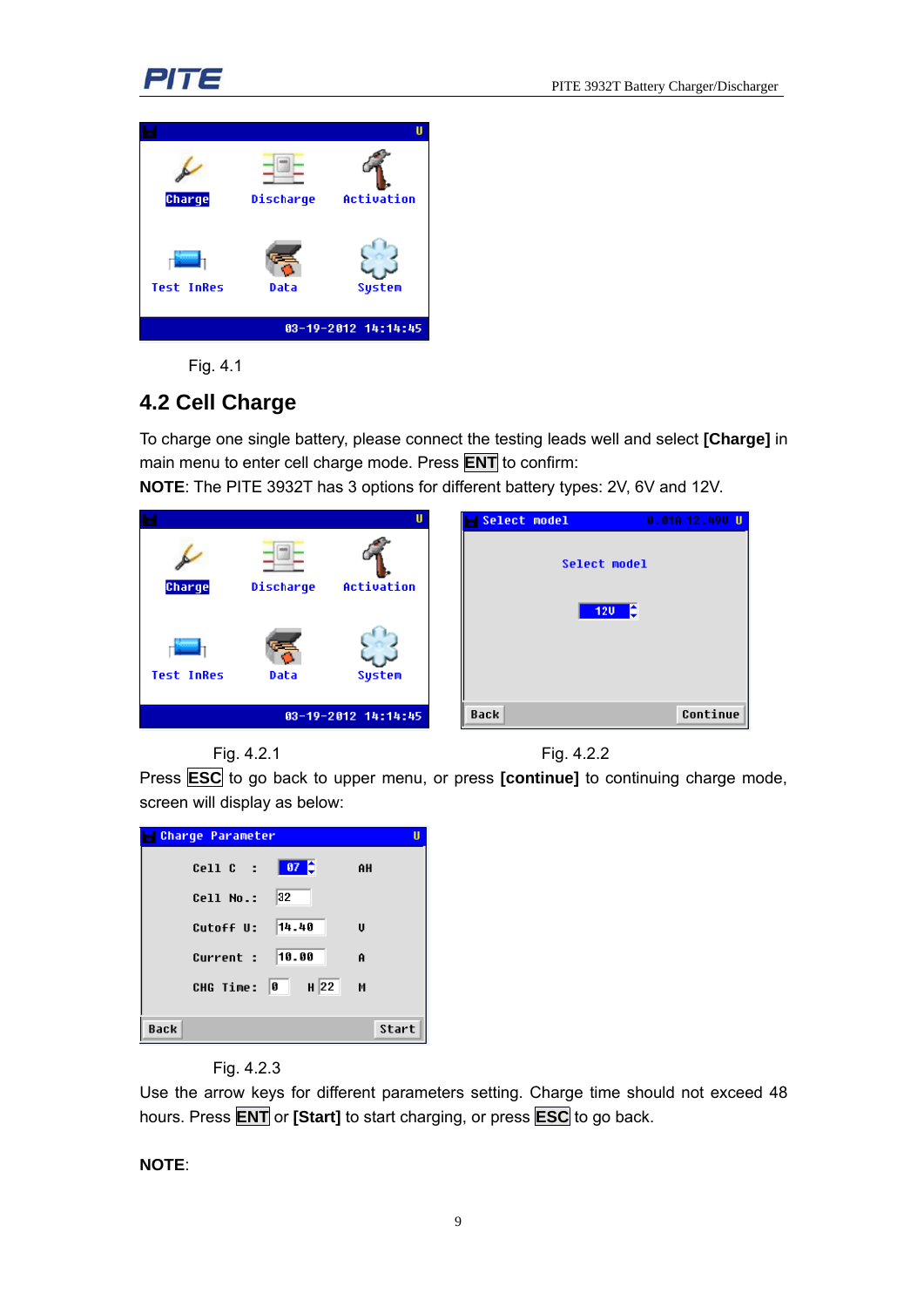Fig. 4.1

## 4.2 Cell Charge

To charge one single battery, please connect the testing leads well and select **[Charge]** in main menu to enter cell charge mode. Press **ENT** to confirm:

**NOTE**: The PITE 3932T has 3 options for different battery types: 2V, 6V and 12V.

Fig. 4.2.1 Fig. 4.2.2

Press **ESC** to go back to upper menu, or press **[continue]** to continuing charge mode, screen will display as below:

Fig. 4.2.3

Use the arrow keys for different parameters setting. Charge time should not exceed 48 hours. Press **ENT** or **[Start]** to start charging, or press **ESC** to go back.

**NOTE**: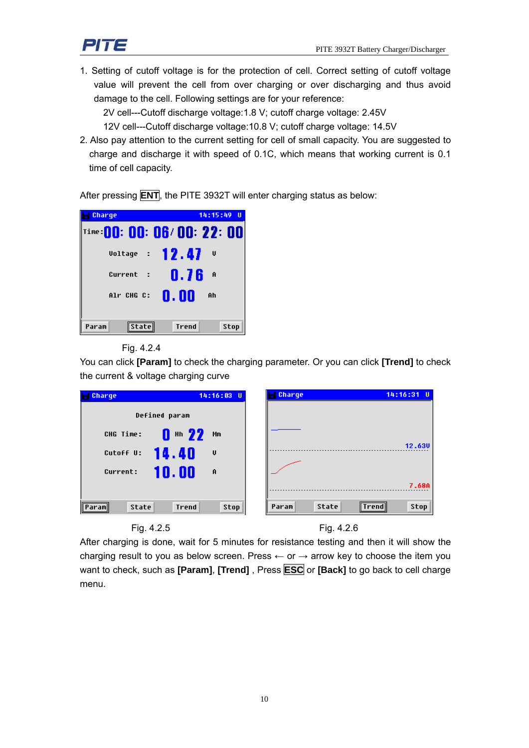1. Setting of cutoff voltage is for the protection of cell. Correct setting of cutoff voltage value will prevent the cell from over charging or over discharging and thus avoid damage to the cell. Following settings are for your reference:

   2V cell---Cutoff discharge voltage:1.8 V; cutoff charge voltage: 2.45V

   12V cell---Cutoff discharge voltage:10.8 V; cutoff charge voltage: 14.5V

2. Also pay attention to the current setting for cell of small capacity. You are suggested to charge and discharge it with speed of 0.1C, which means that working current is 0.1 time of cell capacity.

After pressing **ENT**, the PITE 3932T will enter charging status as below:

Fig. 4.2.4

You can click **[Param]** to check the charging parameter. Or you can click **[Trend]** to check the current & voltage charging curve

Fig. 4.2.5

Fig. 4.2.6

After charging is done, wait for 5 minutes for resistance testing and then it will show the charging result to you as below screen. Press ← or → arrow key to choose the item you want to check, such as **[Param]**, **[Trend]** , Press **ESC** or **[Back]** to go back to cell charge menu.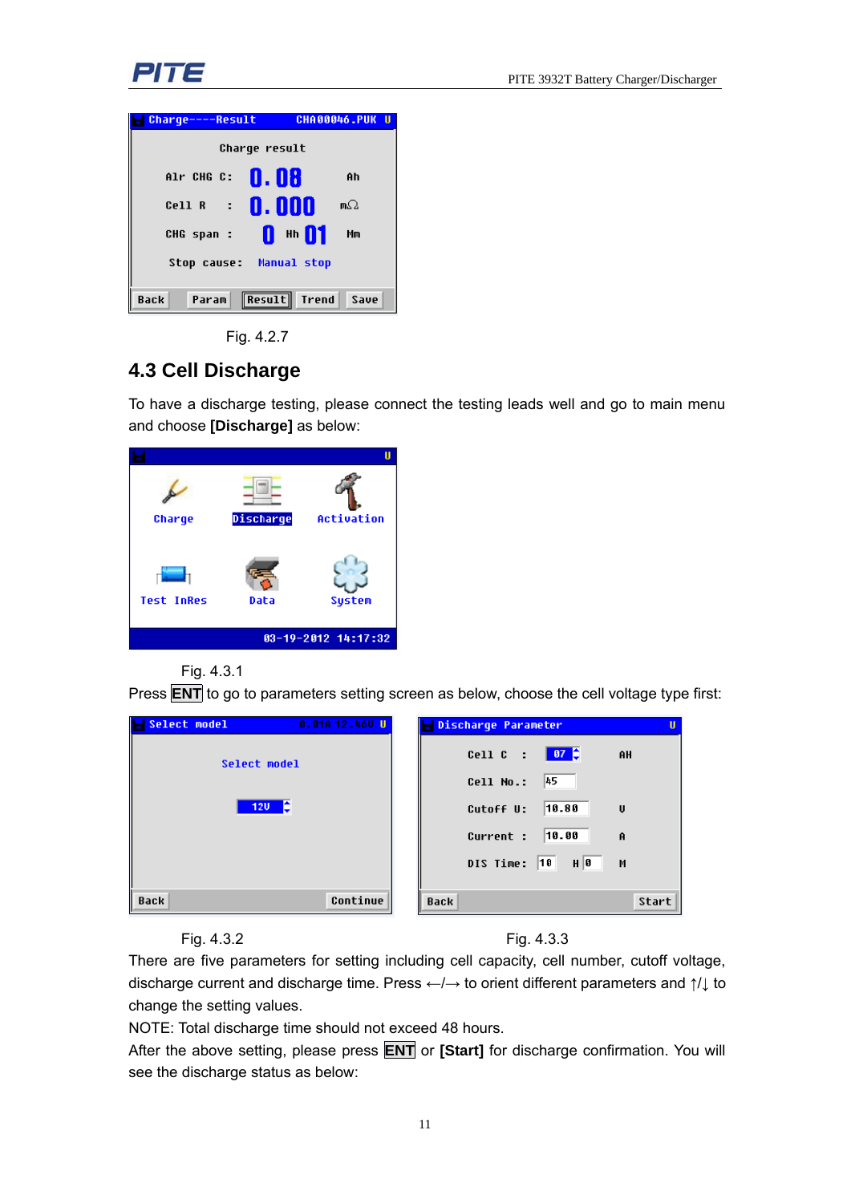Fig. 4.2.7

## 4.3 Cell Discharge

To have a discharge testing, please connect the testing leads well and go to main menu and choose **[Discharge]** as below:

Fig. 4.3.1

Press **ENT** to go to parameters setting screen as below, choose the cell voltage type first:

Fig. 4.3.2

Fig. 4.3.3

There are five parameters for setting including cell capacity, cell number, cutoff voltage, discharge current and discharge time. Press ←/→ to orient different parameters and ↑/↓ to change the setting values.

NOTE: Total discharge time should not exceed 48 hours.

After the above setting, please press **ENT** or **[Start]** for discharge confirmation. You will see the discharge status as below: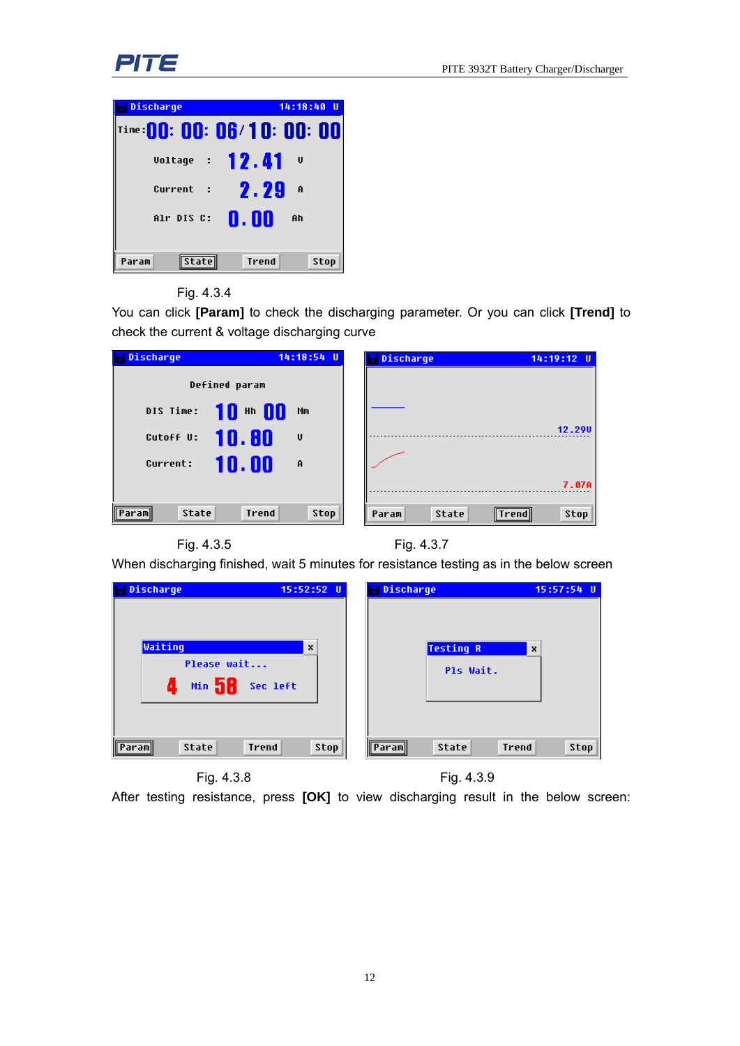Fig. 4.3.4

You can click **[Param]** to check the discharging parameter. Or you can click **[Trend]** to check the current & voltage discharging curve

Fig. 4.3.5

Fig. 4.3.7

When discharging finished, wait 5 minutes for resistance testing as in the below screen

Fig. 4.3.8

Fig. 4.3.9

After testing resistance, press **[OK]** to view discharging result in the below screen: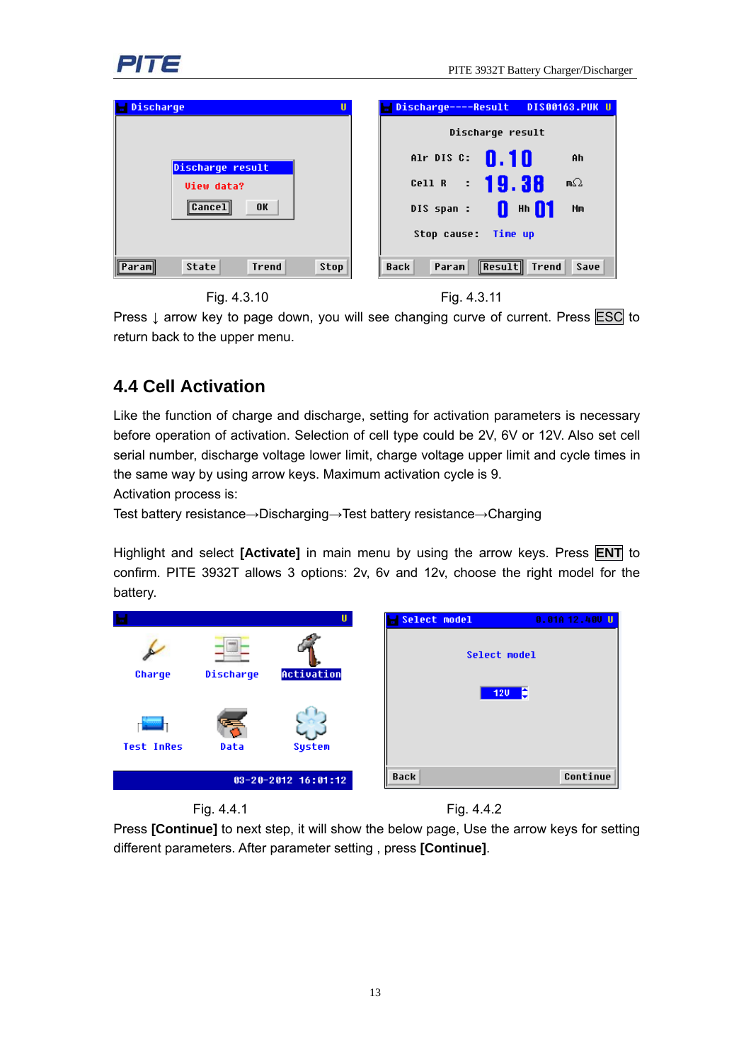Fig. 4.3.10 Fig. 4.3.11

Press ↓ arrow key to page down, you will see changing curve of current. Press ESC to return back to the upper menu.

## 4.4 Cell Activation

Like the function of charge and discharge, setting for activation parameters is necessary before operation of activation. Selection of cell type could be 2V, 6V or 12V. Also set cell serial number, discharge voltage lower limit, charge voltage upper limit and cycle times in the same way by using arrow keys. Maximum activation cycle is 9.

Activation process is:

Test battery resistance→Discharging→Test battery resistance→Charging

Highlight and select **[Activate]** in main menu by using the arrow keys. Press **ENT** to confirm. PITE 3932T allows 3 options: 2v, 6v and 12v, choose the right model for the battery.

Fig. 4.4.1 Fig. 4.4.2

Press **[Continue]** to next step, it will show the below page, Use the arrow keys for setting different parameters. After parameter setting , press **[Continue]**.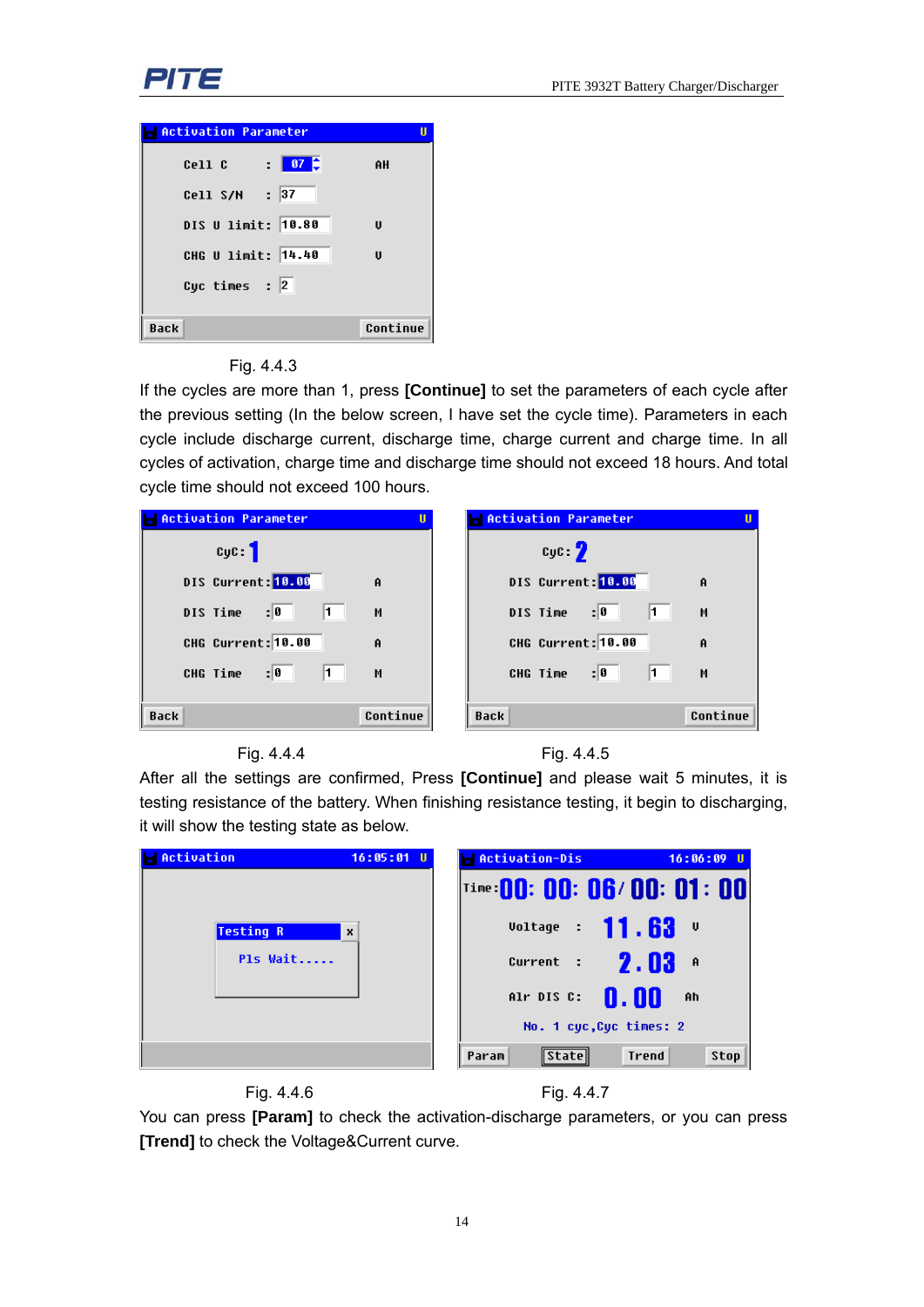Fig. 4.4.3

If the cycles are more than 1, press **[Continue]** to set the parameters of each cycle after the previous setting (In the below screen, I have set the cycle time). Parameters in each cycle include discharge current, discharge time, charge current and charge time. In all cycles of activation, charge time and discharge time should not exceed 18 hours. And total cycle time should not exceed 100 hours.

Fig. 4.4.4

Fig. 4.4.5

After all the settings are confirmed, Press **[Continue]** and please wait 5 minutes, it is testing resistance of the battery. When finishing resistance testing, it begin to discharging, it will show the testing state as below.

Fig. 4.4.6

Fig. 4.4.7

You can press **[Param]** to check the activation-discharge parameters, or you can press **[Trend]** to check the Voltage&Current curve.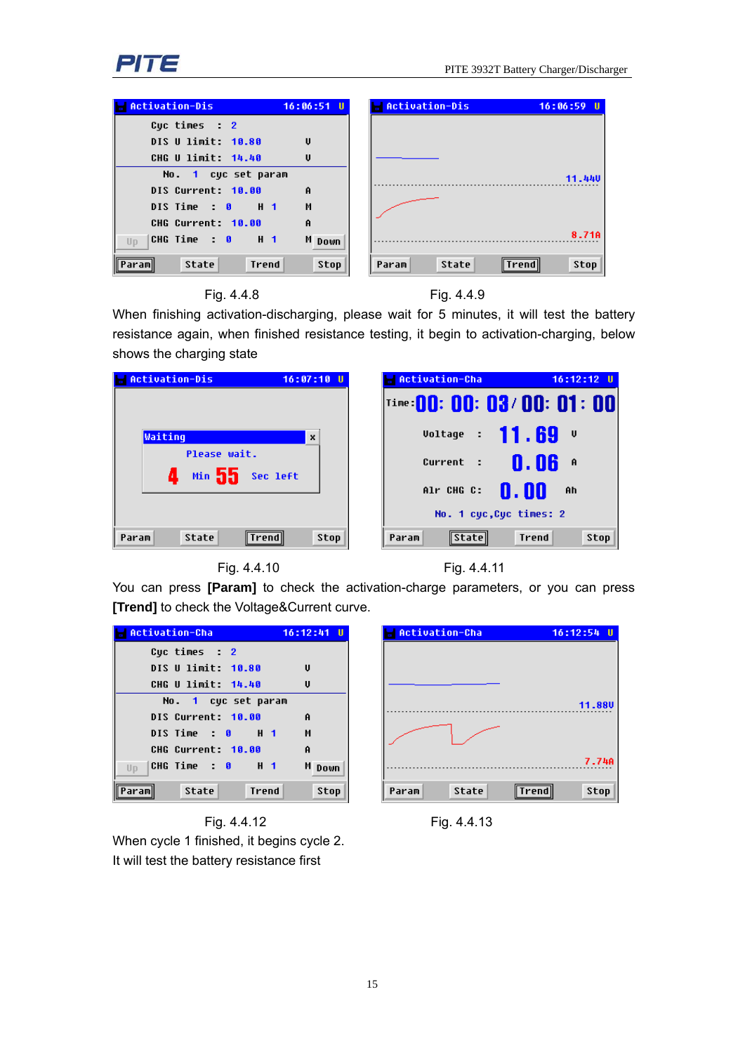Fig. 4.4.8

Fig. 4.4.9

When finishing activation-discharging, please wait for 5 minutes, it will test the battery resistance again, when finished resistance testing, it begin to activation-charging, below shows the charging state

Fig. 4.4.10

Fig. 4.4.11

You can press **[Param]** to check the activation-charge parameters, or you can press **[Trend]** to check the Voltage&Current curve.

Fig. 4.4.12

Fig. 4.4.13

When cycle 1 finished, it begins cycle 2.

It will test the battery resistance first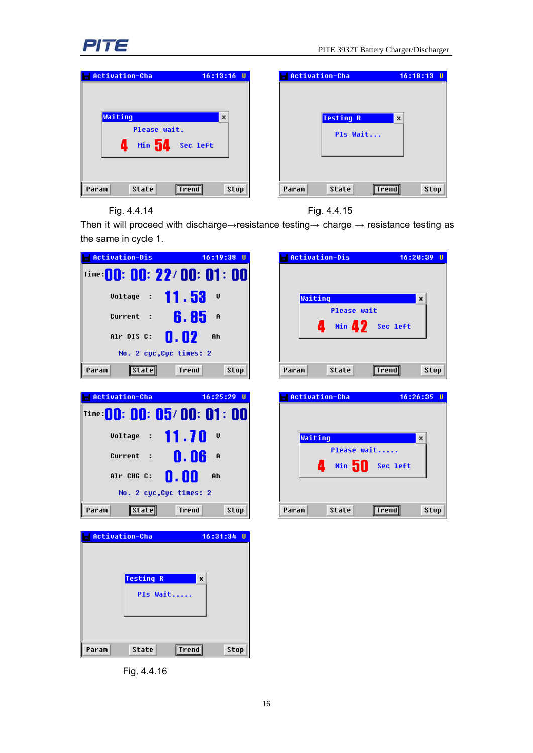Fig. 4.4.14

Fig. 4.4.15

Then it will proceed with discharge→resistance testing→ charge → resistance testing as the same in cycle 1.

Fig. 4.4.16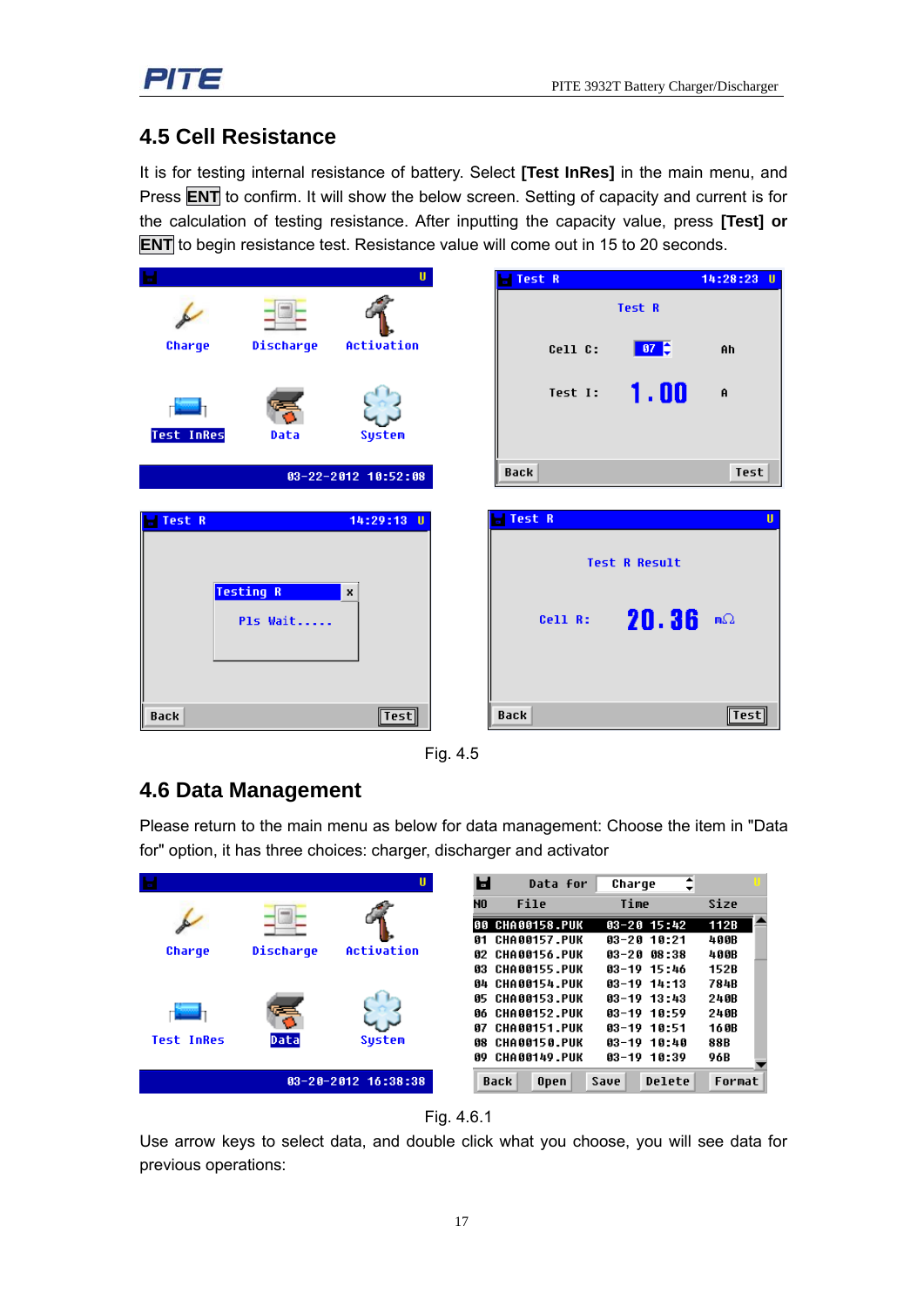## 4.5 Cell Resistance

It is for testing internal resistance of battery. Select **[Test InRes]** in the main menu, and Press **ENT** to confirm. It will show the below screen. Setting of capacity and current is for the calculation of testing resistance. After inputting the capacity value, press **[Test] or ENT** to begin resistance test. Resistance value will come out in 15 to 20 seconds.

Fig. 4.5

## 4.6 Data Management

Please return to the main menu as below for data management: Choose the item in "Data for" option, it has three choices: charger, discharger and activator

Fig. 4.6.1

Use arrow keys to select data, and double click what you choose, you will see data for previous operations: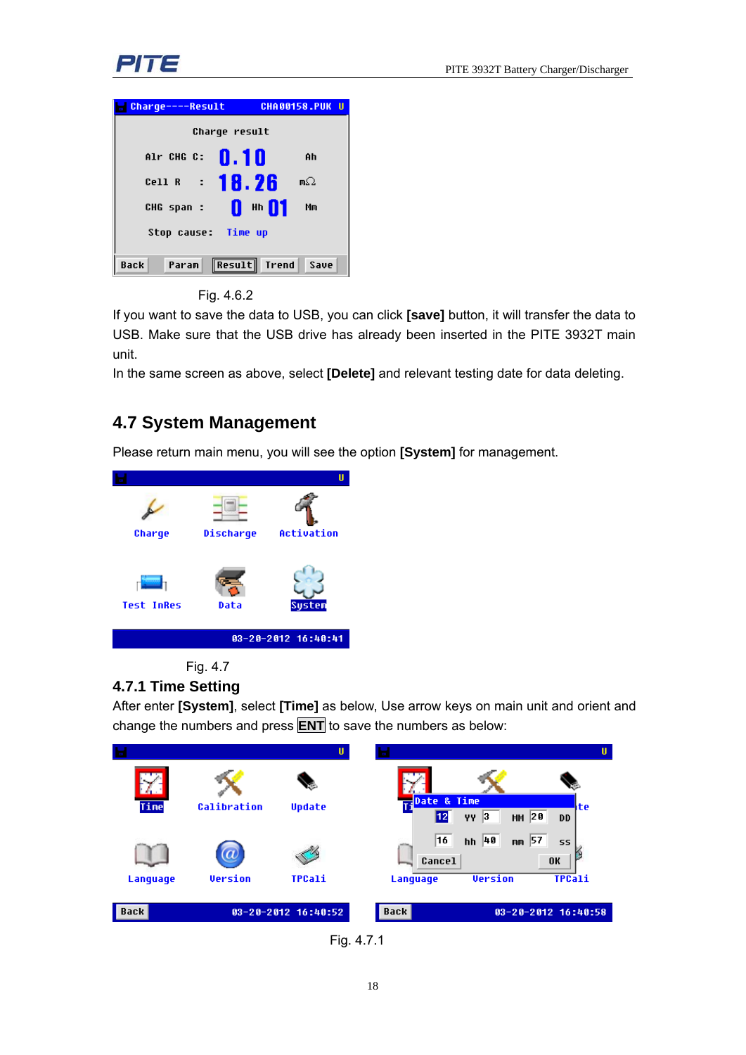Fig. 4.6.2

If you want to save the data to USB, you can click **[save]** button, it will transfer the data to USB. Make sure that the USB drive has already been inserted in the PITE 3932T main unit.

In the same screen as above, select **[Delete]** and relevant testing date for data deleting.

## 4.7 System Management

Please return main menu, you will see the option **[System]** for management.

Fig. 4.7

### 4.7.1 Time Setting

After enter **[System]**, select **[Time]** as below, Use arrow keys on main unit and orient and change the numbers and press **ENT** to save the numbers as below:

Fig. 4.7.1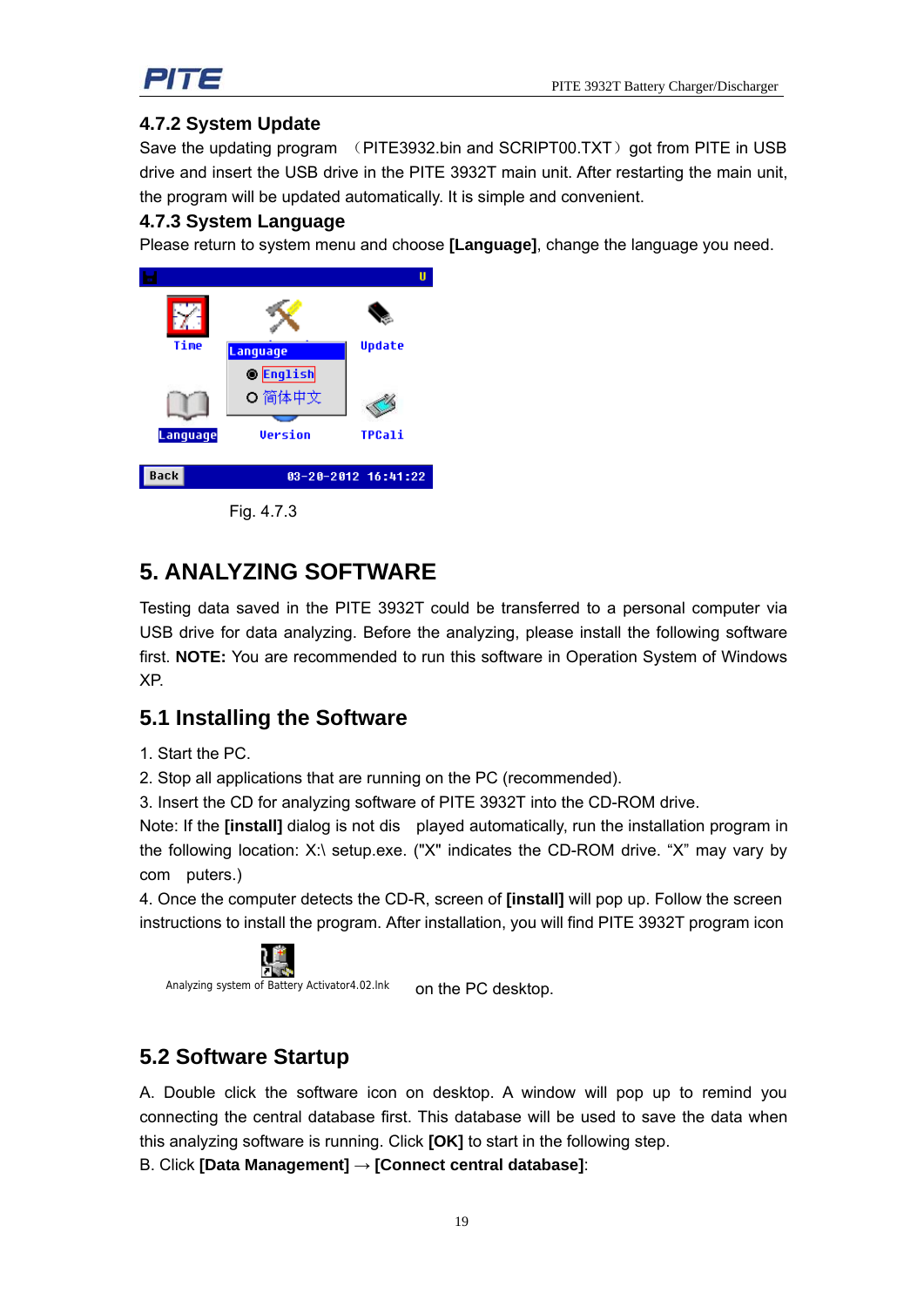### 4.7.2 System Update

Save the updating program （PITE3932.bin and SCRIPT00.TXT）got from PITE in USB drive and insert the USB drive in the PITE 3932T main unit. After restarting the main unit, the program will be updated automatically. It is simple and convenient.

### 4.7.3 System Language

Please return to system menu and choose **[Language]**, change the language you need.

Fig. 4.7.3

# 5. ANALYZING SOFTWARE

Testing data saved in the PITE 3932T could be transferred to a personal computer via USB drive for data analyzing. Before the analyzing, please install the following software first. **NOTE:** You are recommended to run this software in Operation System of Windows XP.

## 5.1 Installing the Software

1. Start the PC.
2. Stop all applications that are running on the PC (recommended).
3. Insert the CD for analyzing software of PITE 3932T into the CD-ROM drive.

Note: If the **[install]** dialog is not dis played automatically, run the installation program in the following location: X:\ setup.exe. ("X" indicates the CD-ROM drive. “X” may vary by com puters.)

4. Once the computer detects the CD-R, screen of **[install]** will pop up. Follow the screen instructions to install the program. After installation, you will find PITE 3932T program icon

Analyzing system of Battery Activator4.02.lnk on the PC desktop.

## 5.2 Software Startup

A. Double click the software icon on desktop. A window will pop up to remind you connecting the central database first. This database will be used to save the data when this analyzing software is running. Click **[OK]** to start in the following step.

B. Click **[Data Management]** → **[Connect central database]**: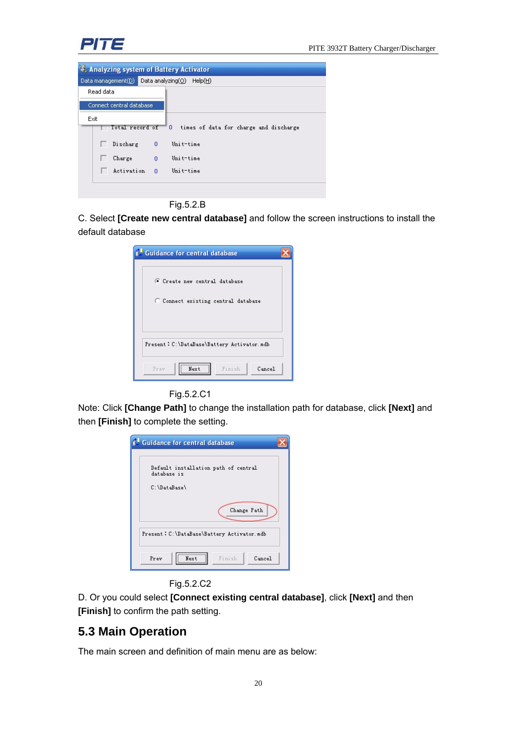Fig.5.2.B

C. Select **[Create new central database]** and follow the screen instructions to install the default database

Fig.5.2.C1

Note: Click **[Change Path]** to change the installation path for database, click **[Next]** and then **[Finish]** to complete the setting.

Fig.5.2.C2

D. Or you could select **[Connect existing central database]**, click **[Next]** and then **[Finish]** to confirm the path setting.

## 5.3 Main Operation

The main screen and definition of main menu are as below: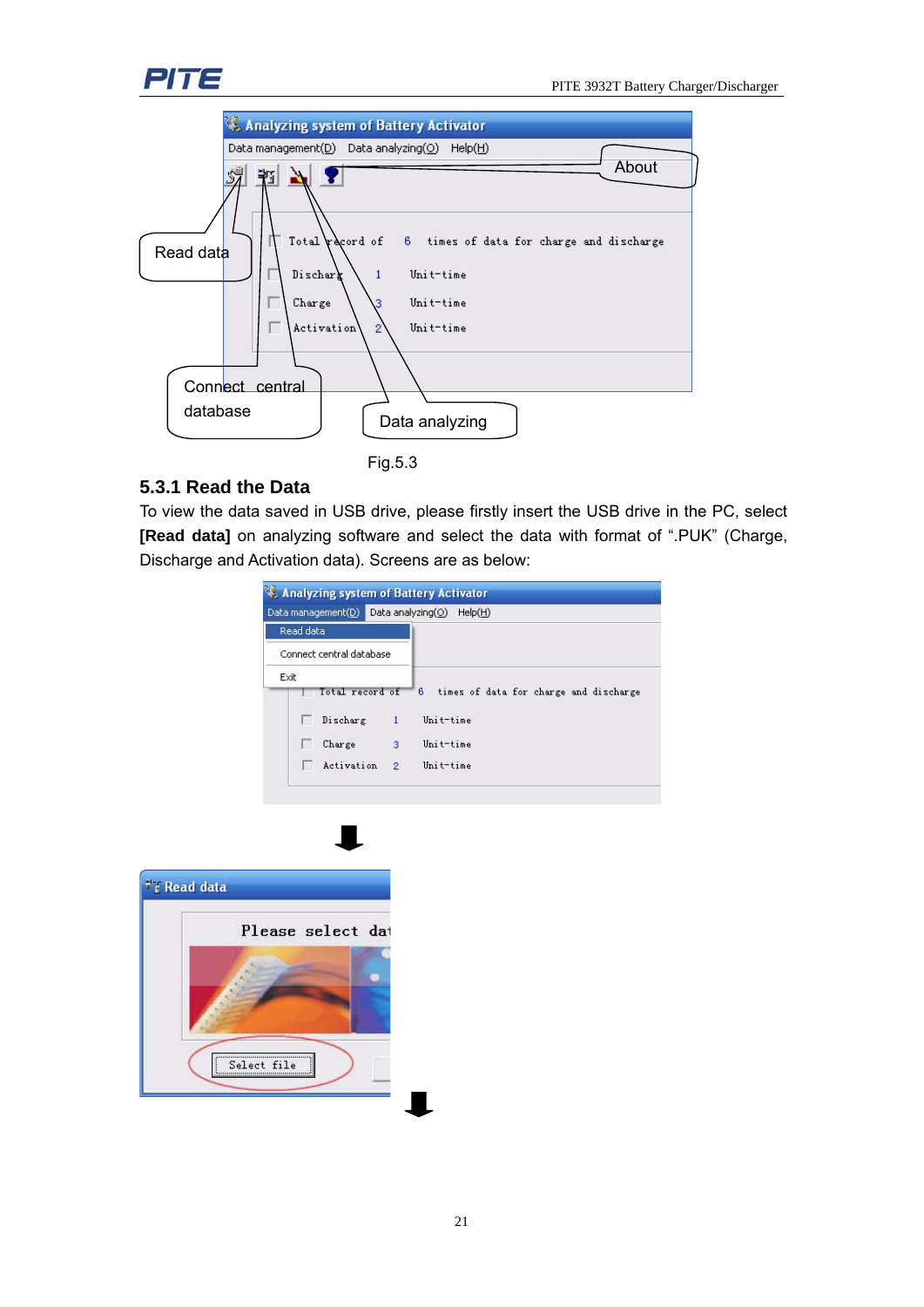Fig.5.3

### 5.3.1 Read the Data

To view the data saved in USB drive, please firstly insert the USB drive in the PC, select **[Read data]** on analyzing software and select the data with format of ".PUK" (Charge, Discharge and Activation data). Screens are as below: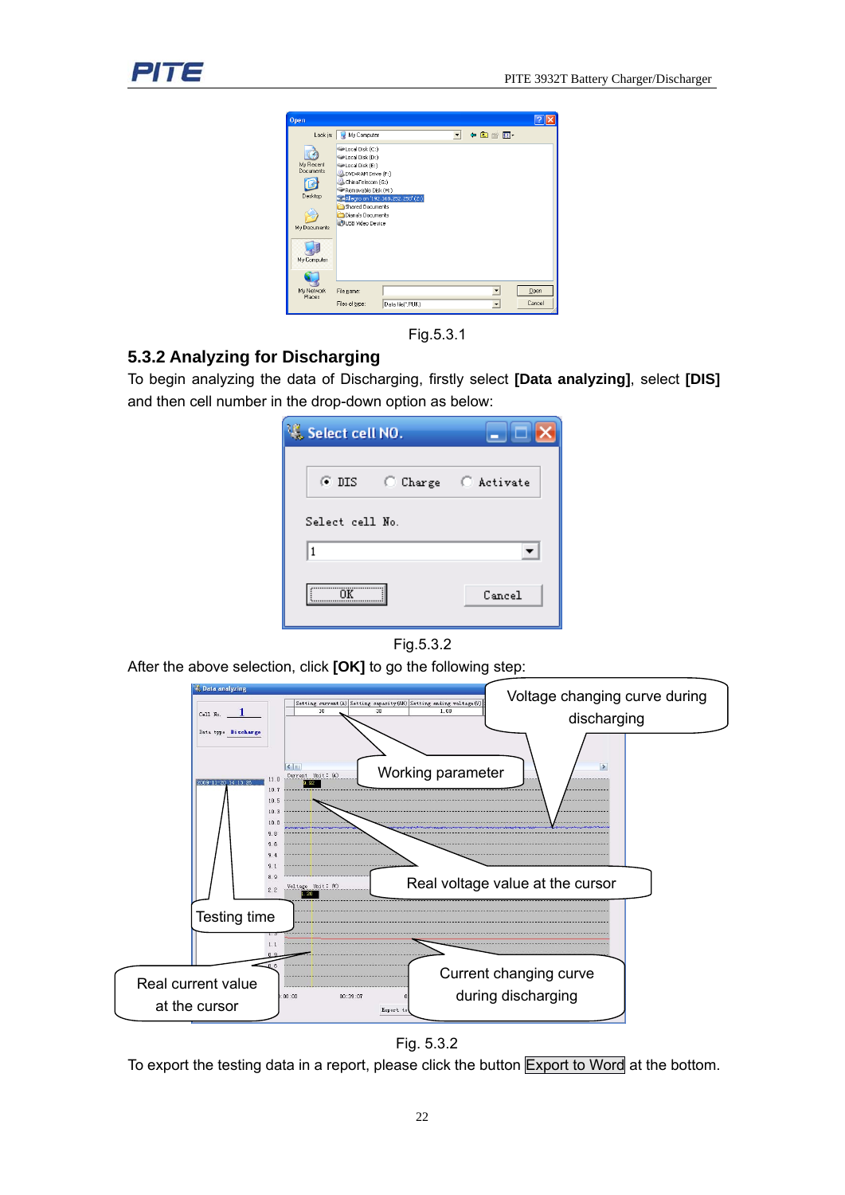Fig.5.3.1

### 5.3.2 Analyzing for Discharging

To begin analyzing the data of Discharging, firstly select **[Data analyzing]**, select **[DIS]** and then cell number in the drop-down option as below:

Fig.5.3.2

After the above selection, click **[OK]** to go the following step:

Fig. 5.3.2

To export the testing data in a report, please click the button Export to Word at the bottom.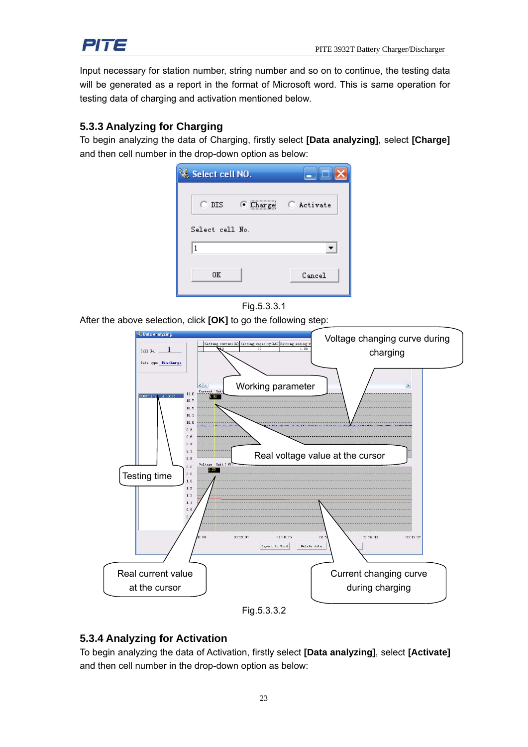Input necessary for station number, string number and so on to continue, the testing data will be generated as a report in the format of Microsoft word. This is same operation for testing data of charging and activation mentioned below.

### 5.3.3 Analyzing for Charging

To begin analyzing the data of Charging, firstly select **[Data analyzing]**, select **[Charge]** and then cell number in the drop-down option as below:

Fig.5.3.3.1

After the above selection, click **[OK]** to go the following step:

Fig.5.3.3.2

### 5.3.4 Analyzing for Activation

To begin analyzing the data of Activation, firstly select **[Data analyzing]**, select **[Activate]** and then cell number in the drop-down option as below: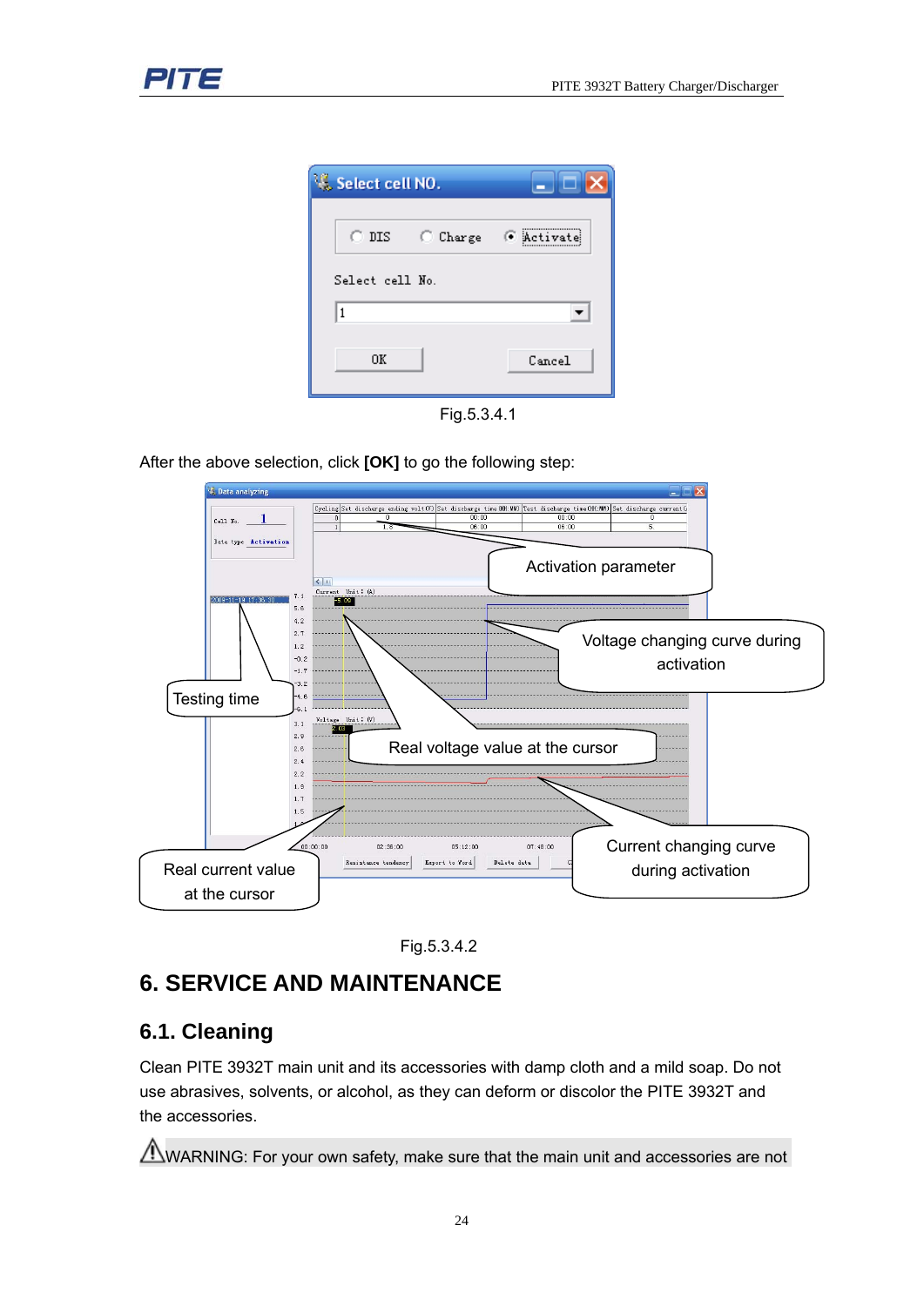Fig.5.3.4.1

After the above selection, click **[OK]** to go the following step:

Fig.5.3.4.2

# 6. SERVICE AND MAINTENANCE

## 6.1. Cleaning

Clean PITE 3932T main unit and its accessories with damp cloth and a mild soap. Do not use abrasives, solvents, or alcohol, as they can deform or discolor the PITE 3932T and the accessories.

⚠WARNING: For your own safety, make sure that the main unit and accessories are not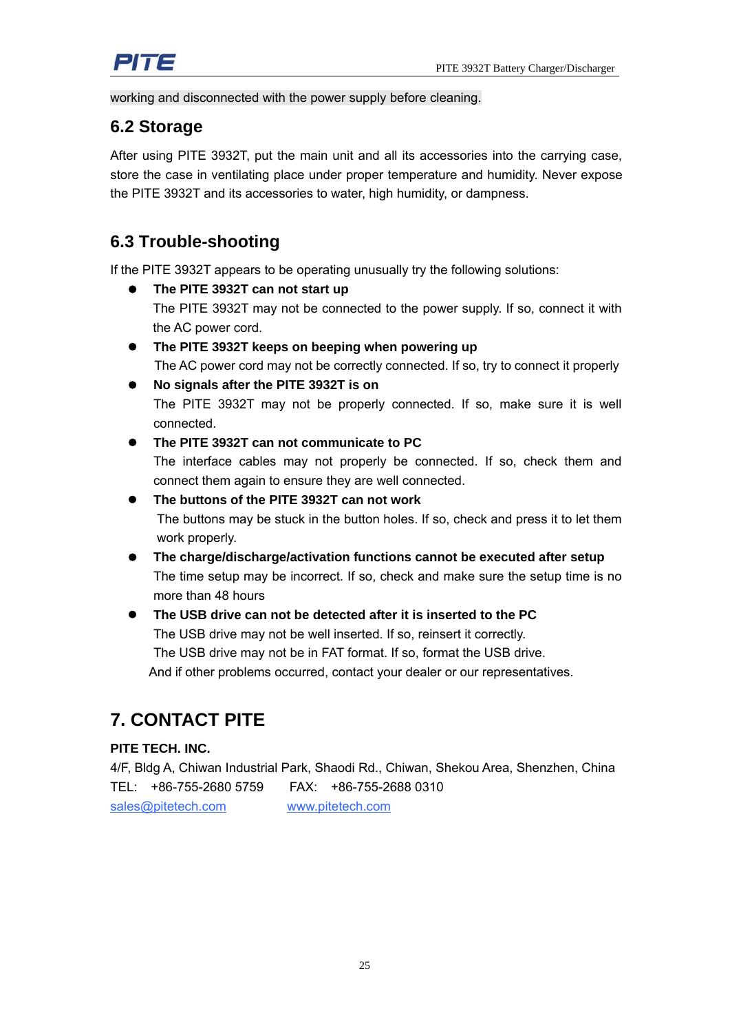working and disconnected with the power supply before cleaning.

## 6.2 Storage

After using PITE 3932T, put the main unit and all its accessories into the carrying case, store the case in ventilating place under proper temperature and humidity. Never expose the PITE 3932T and its accessories to water, high humidity, or dampness.

## 6.3 Trouble-shooting

If the PITE 3932T appears to be operating unusually try the following solutions:

- **The PITE 3932T can not start up**
  The PITE 3932T may not be connected to the power supply. If so, connect it with the AC power cord.
- **The PITE 3932T keeps on beeping when powering up**
  The AC power cord may not be correctly connected. If so, try to connect it properly
- **No signals after the PITE 3932T is on**
  The PITE 3932T may not be properly connected. If so, make sure it is well connected.
- **The PITE 3932T can not communicate to PC**
  The interface cables may not properly be connected. If so, check them and connect them again to ensure they are well connected.
- **The buttons of the PITE 3932T can not work**
  The buttons may be stuck in the button holes. If so, check and press it to let them work properly.
- **The charge/discharge/activation functions cannot be executed after setup**
  The time setup may be incorrect. If so, check and make sure the setup time is no more than 48 hours
- **The USB drive can not be detected after it is inserted to the PC**
  The USB drive may not be well inserted. If so, reinsert it correctly.
  The USB drive may not be in FAT format. If so, format the USB drive.

And if other problems occurred, contact your dealer or our representatives.

# 7. CONTACT PITE

**PITE TECH. INC.**

4/F, Bldg A, Chiwan Industrial Park, Shaodi Rd., Chiwan, Shekou Area, Shenzhen, China

TEL: +86-755-2680 5759 FAX: +86-755-2688 0310

sales@pitetech.com www.pitetech.com